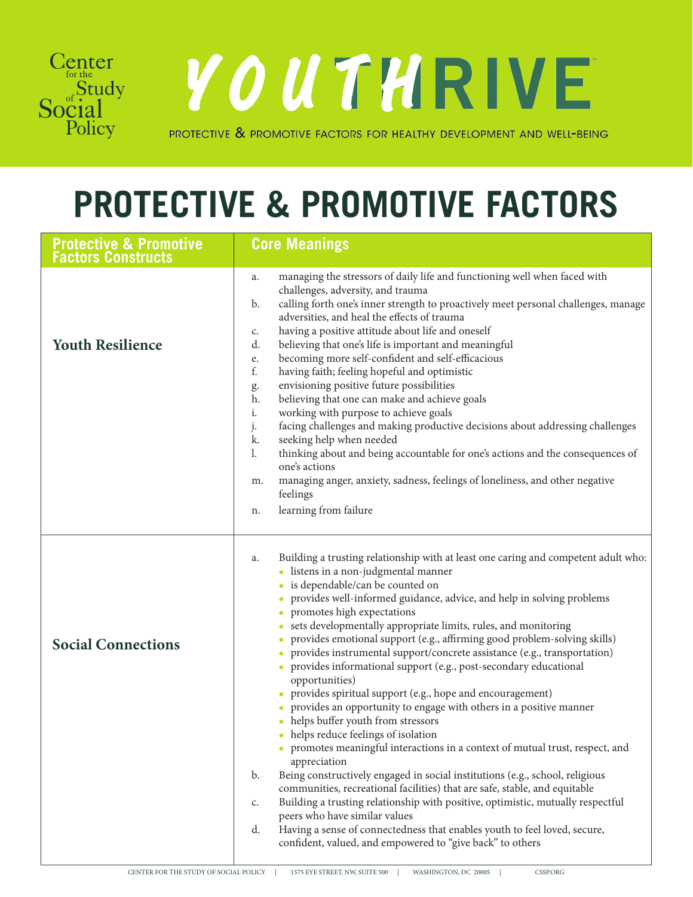Center for the Study of Social Policy

# YOUTHRIVE™

PROTECTIVE & PROMOTIVE FACTORS FOR HEALTHY DEVELOPMENT AND WELL-BEING

## PROTECTIVE & PROMOTIVE FACTORS

| Protective & Promotive Factors Constructs | Core Meanings |
|---|---|
| **Youth Resilience** | a. managing the stressors of daily life and functioning well when faced with challenges, adversity, and trauma<br>b. calling forth one's inner strength to proactively meet personal challenges, manage adversities, and heal the effects of trauma<br>c. having a positive attitude about life and oneself<br>d. believing that one's life is important and meaningful<br>e. becoming more self-confident and self-efficacious<br>f. having faith; feeling hopeful and optimistic<br>g. envisioning positive future possibilities<br>h. believing that one can make and achieve goals<br>i. working with purpose to achieve goals<br>j. facing challenges and making productive decisions about addressing challenges<br>k. seeking help when needed<br>l. thinking about and being accountable for one's actions and the consequences of one's actions<br>m. managing anger, anxiety, sadness, feelings of loneliness, and other negative feelings<br>n. learning from failure |
| **Social Connections** | a. Building a trusting relationship with at least one caring and competent adult who:<br>• listens in a non-judgmental manner<br>• is dependable/can be counted on<br>• provides well-informed guidance, advice, and help in solving problems<br>• promotes high expectations<br>• sets developmentally appropriate limits, rules, and monitoring<br>• provides emotional support (e.g., affirming good problem-solving skills)<br>• provides instrumental support/concrete assistance (e.g., transportation)<br>• provides informational support (e.g., post-secondary educational opportunities)<br>• provides spiritual support (e.g., hope and encouragement)<br>• provides an opportunity to engage with others in a positive manner<br>• helps buffer youth from stressors<br>• helps reduce feelings of isolation<br>• promotes meaningful interactions in a context of mutual trust, respect, and appreciation<br>b. Being constructively engaged in social institutions (e.g., school, religious communities, recreational facilities) that are safe, stable, and equitable<br>c. Building a trusting relationship with positive, optimistic, mutually respectful peers who have similar values<br>d. Having a sense of connectedness that enables youth to feel loved, secure, confident, valued, and empowered to "give back" to others |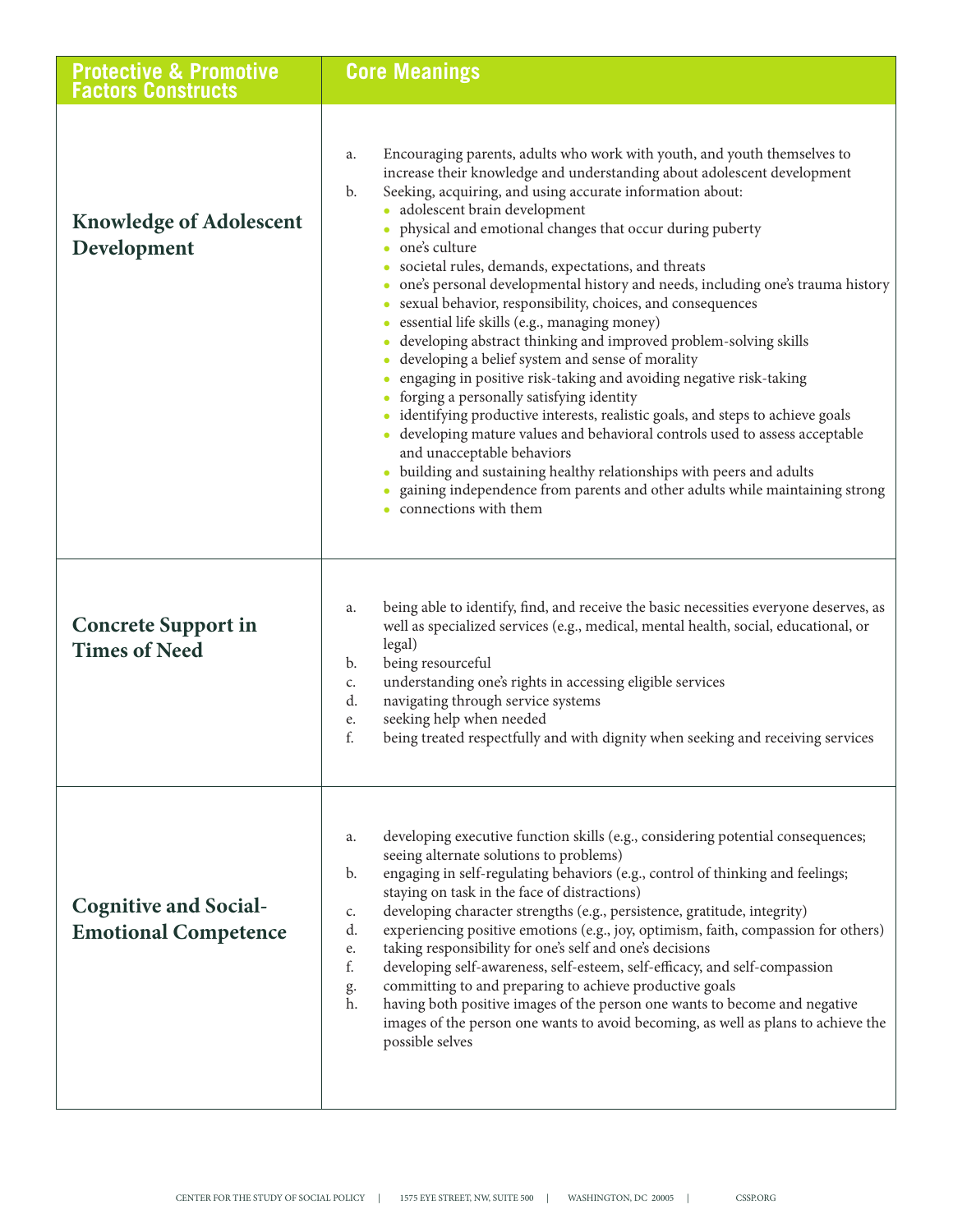| Protective & Promotive Factors Constructs | Core Meanings |
|---|---|
| **Knowledge of Adolescent Development** | a. Encouraging parents, adults who work with youth, and youth themselves to increase their knowledge and understanding about adolescent development<br>b. Seeking, acquiring, and using accurate information about:<br>• adolescent brain development<br>• physical and emotional changes that occur during puberty<br>• one's culture<br>• societal rules, demands, expectations, and threats<br>• one's personal developmental history and needs, including one's trauma history<br>• sexual behavior, responsibility, choices, and consequences<br>• essential life skills (e.g., managing money)<br>• developing abstract thinking and improved problem-solving skills<br>• developing a belief system and sense of morality<br>• engaging in positive risk-taking and avoiding negative risk-taking<br>• forging a personally satisfying identity<br>• identifying productive interests, realistic goals, and steps to achieve goals<br>• developing mature values and behavioral controls used to assess acceptable and unacceptable behaviors<br>• building and sustaining healthy relationships with peers and adults<br>• gaining independence from parents and other adults while maintaining strong<br>• connections with them |
| **Concrete Support in Times of Need** | a. being able to identify, find, and receive the basic necessities everyone deserves, as well as specialized services (e.g., medical, mental health, social, educational, or legal)<br>b. being resourceful<br>c. understanding one's rights in accessing eligible services<br>d. navigating through service systems<br>e. seeking help when needed<br>f. being treated respectfully and with dignity when seeking and receiving services |
| **Cognitive and Social-Emotional Competence** | a. developing executive function skills (e.g., considering potential consequences; seeing alternate solutions to problems)<br>b. engaging in self-regulating behaviors (e.g., control of thinking and feelings; staying on task in the face of distractions)<br>c. developing character strengths (e.g., persistence, gratitude, integrity)<br>d. experiencing positive emotions (e.g., joy, optimism, faith, compassion for others)<br>e. taking responsibility for one's self and one's decisions<br>f. developing self-awareness, self-esteem, self-efficacy, and self-compassion<br>g. committing to and preparing to achieve productive goals<br>h. having both positive images of the person one wants to become and negative images of the person one wants to avoid becoming, as well as plans to achieve the possible selves |